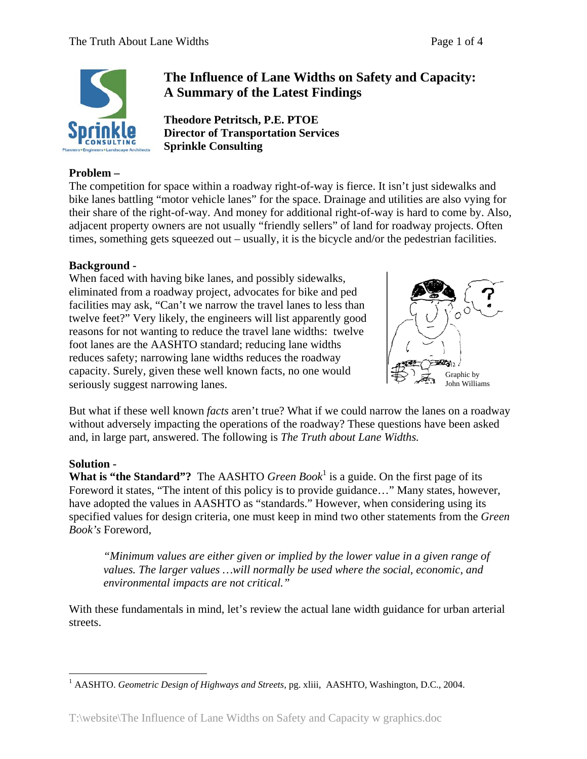# The Influence of Lane Widths on Safety and Capacity: A Summary of the Latest Findings

**Theodore Petritsch, P.E. PTOE**
**Director of Transportation Services**
**Sprinkle Consulting**

**Problem –**
The competition for space within a roadway right-of-way is fierce. It isn't just sidewalks and bike lanes battling "motor vehicle lanes" for the space. Drainage and utilities are also vying for their share of the right-of-way. And money for additional right-of-way is hard to come by. Also, adjacent property owners are not usually "friendly sellers" of land for roadway projects. Often times, something gets squeezed out – usually, it is the bicycle and/or the pedestrian facilities.

**Background -**
When faced with having bike lanes, and possibly sidewalks, eliminated from a roadway project, advocates for bike and ped facilities may ask, "Can't we narrow the travel lanes to less than twelve feet?" Very likely, the engineers will list apparently good reasons for not wanting to reduce the travel lane widths: twelve foot lanes are the AASHTO standard; reducing lane widths reduces safety; narrowing lane widths reduces the roadway capacity. Surely, given these well known facts, no one would seriously suggest narrowing lanes.

Graphic by John Williams

But what if these well known *facts* aren't true? What if we could narrow the lanes on a roadway without adversely impacting the operations of the roadway? These questions have been asked and, in large part, answered. The following is *The Truth about Lane Widths.*

**Solution -**
**What is "the Standard"?** The AASHTO *Green Book*[1] is a guide. On the first page of its Foreword it states, "The intent of this policy is to provide guidance…" Many states, however, have adopted the values in AASHTO as "standards." However, when considering using its specified values for design criteria, one must keep in mind two other statements from the *Green Book's* Foreword,

> *"Minimum values are either given or implied by the lower value in a given range of values. The larger values …will normally be used where the social, economic, and environmental impacts are not critical."*

With these fundamentals in mind, let's review the actual lane width guidance for urban arterial streets.

---

[1] AASHTO. *Geometric Design of Highways and Streets*, pg. xliii, AASHTO, Washington, D.C., 2004.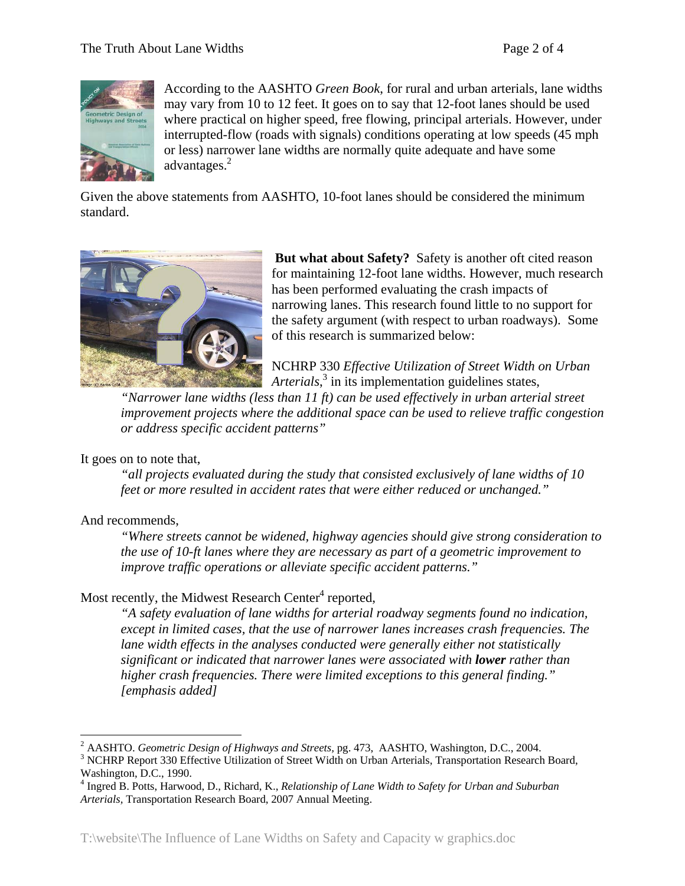According to the AASHTO *Green Book*, for rural and urban arterials, lane widths may vary from 10 to 12 feet. It goes on to say that 12-foot lanes should be used where practical on higher speed, free flowing, principal arterials. However, under interrupted-flow (roads with signals) conditions operating at low speeds (45 mph or less) narrower lane widths are normally quite adequate and have some advantages.[2]

Given the above statements from AASHTO, 10-foot lanes should be considered the minimum standard.

**But what about Safety?** Safety is another oft cited reason for maintaining 12-foot lane widths. However, much research has been performed evaluating the crash impacts of narrowing lanes. This research found little to no support for the safety argument (with respect to urban roadways). Some of this research is summarized below:

NCHRP 330 *Effective Utilization of Street Width on Urban Arterials*,[3] in its implementation guidelines states,

> *"Narrower lane widths (less than 11 ft) can be used effectively in urban arterial street improvement projects where the additional space can be used to relieve traffic congestion or address specific accident patterns"*

It goes on to note that,

> *"all projects evaluated during the study that consisted exclusively of lane widths of 10 feet or more resulted in accident rates that were either reduced or unchanged."*

And recommends,

> *"Where streets cannot be widened, highway agencies should give strong consideration to the use of 10-ft lanes where they are necessary as part of a geometric improvement to improve traffic operations or alleviate specific accident patterns."*

Most recently, the Midwest Research Center[4] reported,

> *"A safety evaluation of lane widths for arterial roadway segments found no indication, except in limited cases, that the use of narrower lanes increases crash frequencies. The lane width effects in the analyses conducted were generally either not statistically significant or indicated that narrower lanes were associated with **lower** rather than higher crash frequencies. There were limited exceptions to this general finding." [emphasis added]*

---

[2] AASHTO. *Geometric Design of Highways and Streets,* pg. 473, AASHTO, Washington, D.C., 2004.

[3] NCHRP Report 330 Effective Utilization of Street Width on Urban Arterials, Transportation Research Board, Washington, D.C., 1990.

[4] Ingred B. Potts, Harwood, D., Richard, K., *Relationship of Lane Width to Safety for Urban and Suburban Arterials,* Transportation Research Board, 2007 Annual Meeting.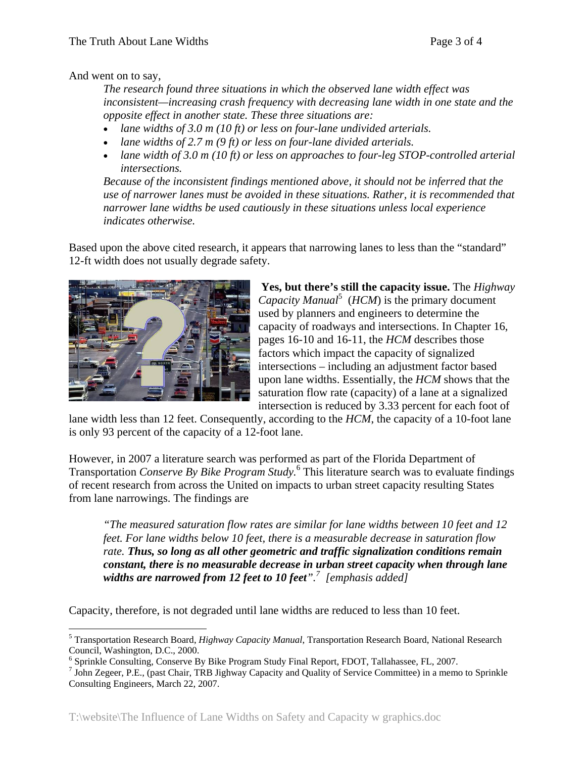And went on to say,

> *The research found three situations in which the observed lane width effect was inconsistent—increasing crash frequency with decreasing lane width in one state and the opposite effect in another state. These three situations are:*
>
> - *lane widths of 3.0 m (10 ft) or less on four-lane undivided arterials.*
> - *lane widths of 2.7 m (9 ft) or less on four-lane divided arterials.*
> - *lane width of 3.0 m (10 ft) or less on approaches to four-leg STOP-controlled arterial intersections.*
>
> *Because of the inconsistent findings mentioned above, it should not be inferred that the use of narrower lanes must be avoided in these situations. Rather, it is recommended that narrower lane widths be used cautiously in these situations unless local experience indicates otherwise.*

Based upon the above cited research, it appears that narrowing lanes to less than the "standard" 12-ft width does not usually degrade safety.

**Yes, but there's still the capacity issue.** The *Highway Capacity Manual*[5] (*HCM*) is the primary document used by planners and engineers to determine the capacity of roadways and intersections. In Chapter 16, pages 16-10 and 16-11, the *HCM* describes those factors which impact the capacity of signalized intersections – including an adjustment factor based upon lane widths. Essentially, the *HCM* shows that the saturation flow rate (capacity) of a lane at a signalized intersection is reduced by 3.33 percent for each foot of lane width less than 12 feet. Consequently, according to the *HCM*, the capacity of a 10-foot lane is only 93 percent of the capacity of a 12-foot lane.

However, in 2007 a literature search was performed as part of the Florida Department of Transportation *Conserve By Bike Program Study.*[6] This literature search was to evaluate findings of recent research from across the United on impacts to urban street capacity resulting States from lane narrowings. The findings are

> *"The measured saturation flow rates are similar for lane widths between 10 feet and 12 feet. For lane widths below 10 feet, there is a measurable decrease in saturation flow rate.* ***Thus, so long as all other geometric and traffic signalization conditions remain constant, there is no measurable decrease in urban street capacity when through lane widths are narrowed from 12 feet to 10 feet****".*[7] *[emphasis added]*

Capacity, therefore, is not degraded until lane widths are reduced to less than 10 feet.

---

[5] Transportation Research Board, *Highway Capacity Manual*, Transportation Research Board, National Research Council, Washington, D.C., 2000.

[6] Sprinkle Consulting, Conserve By Bike Program Study Final Report, FDOT, Tallahassee, FL, 2007.

[7] John Zegeer, P.E., (past Chair, TRB Jighway Capacity and Quality of Service Committee) in a memo to Sprinkle Consulting Engineers, March 22, 2007.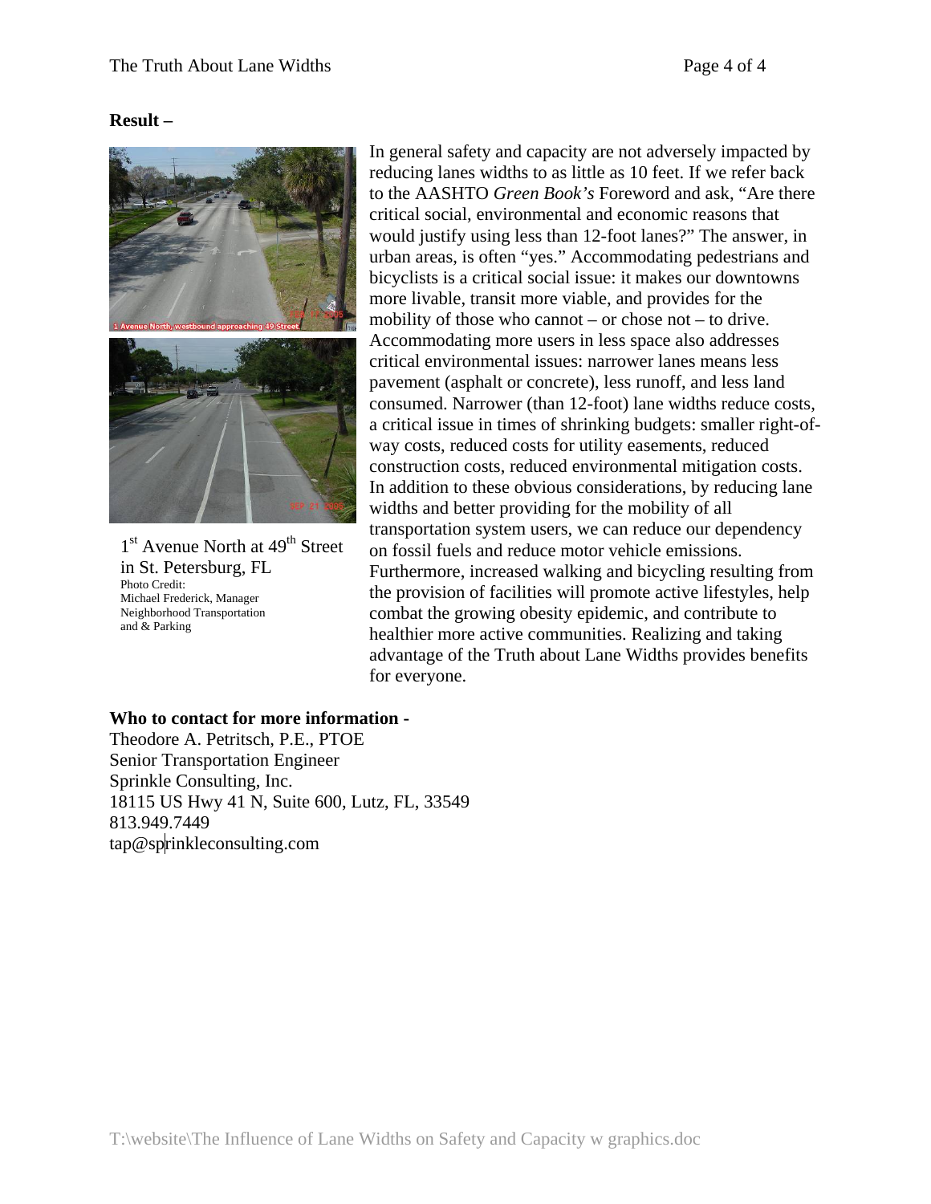**Result –**

1st Avenue North at 49th Street in St. Petersburg, FL
Photo Credit:
Michael Frederick, Manager
Neighborhood Transportation
and & Parking

In general safety and capacity are not adversely impacted by reducing lanes widths to as little as 10 feet. If we refer back to the AASHTO *Green Book's* Foreword and ask, "Are there critical social, environmental and economic reasons that would justify using less than 12-foot lanes?" The answer, in urban areas, is often "yes." Accommodating pedestrians and bicyclists is a critical social issue: it makes our downtowns more livable, transit more viable, and provides for the mobility of those who cannot – or chose not – to drive. Accommodating more users in less space also addresses critical environmental issues: narrower lanes means less pavement (asphalt or concrete), less runoff, and less land consumed. Narrower (than 12-foot) lane widths reduce costs, a critical issue in times of shrinking budgets: smaller right-of-way costs, reduced costs for utility easements, reduced construction costs, reduced environmental mitigation costs. In addition to these obvious considerations, by reducing lane widths and better providing for the mobility of all transportation system users, we can reduce our dependency on fossil fuels and reduce motor vehicle emissions. Furthermore, increased walking and bicycling resulting from the provision of facilities will promote active lifestyles, help combat the growing obesity epidemic, and contribute to healthier more active communities. Realizing and taking advantage of the Truth about Lane Widths provides benefits for everyone.

**Who to contact for more information -**

Theodore A. Petritsch, P.E., PTOE
Senior Transportation Engineer
Sprinkle Consulting, Inc.
18115 US Hwy 41 N, Suite 600, Lutz, FL, 33549
813.949.7449
tap@sprinkleconsulting.com